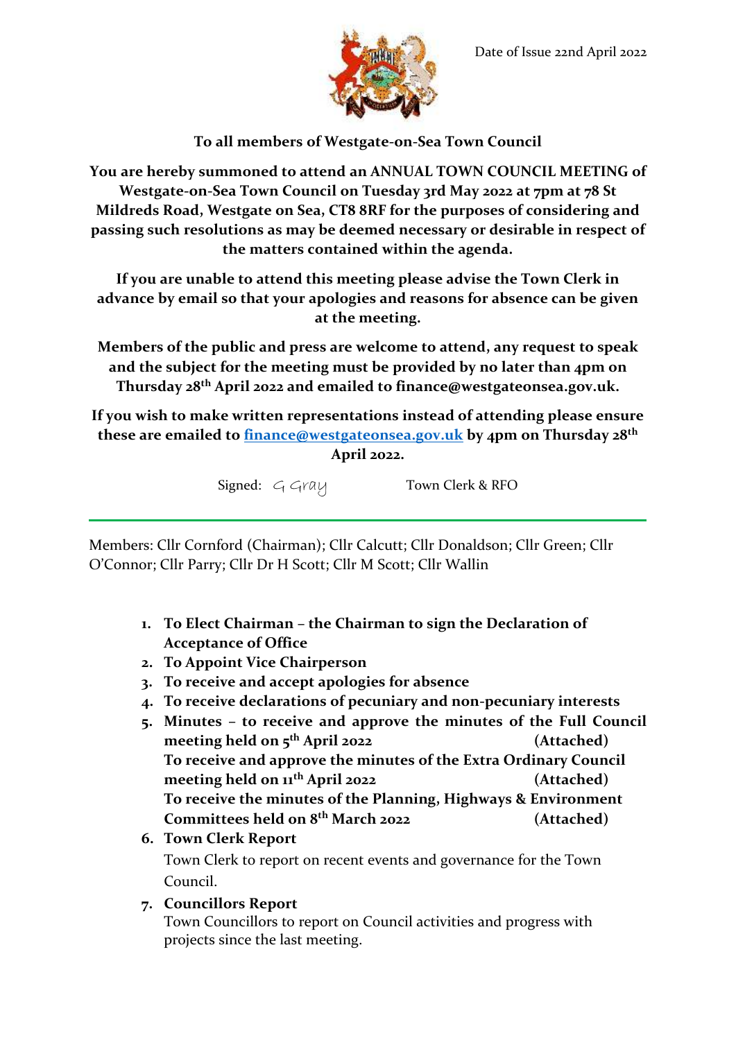Date of Issue 22nd April 2022

**To all members of Westgate-on-Sea Town Council**

**You are hereby summoned to attend an ANNUAL TOWN COUNCIL MEETING of Westgate-on-Sea Town Council on Tuesday 3rd May 2022 at 7pm at 78 St Mildreds Road, Westgate on Sea, CT8 8RF for the purposes of considering and passing such resolutions as may be deemed necessary or desirable in respect of the matters contained within the agenda.**

**If you are unable to attend this meeting please advise the Town Clerk in advance by email so that your apologies and reasons for absence can be given at the meeting.**

**Members of the public and press are welcome to attend, any request to speak and the subject for the meeting must be provided by no later than 4pm on Thursday 28th April 2022 and emailed to finance@westgateonsea.gov.uk.**

**If you wish to make written representations instead of attending please ensure these are emailed to finance@westgateonsea.gov.uk by 4pm on Thursday 28th April 2022.**

Signed: G Gray Town Clerk & RFO

---

Members: Cllr Cornford (Chairman); Cllr Calcutt; Cllr Donaldson; Cllr Green; Cllr O'Connor; Cllr Parry; Cllr Dr H Scott; Cllr M Scott; Cllr Wallin

1. **To Elect Chairman – the Chairman to sign the Declaration of Acceptance of Office**
2. **To Appoint Vice Chairperson**
3. **To receive and accept apologies for absence**
4. **To receive declarations of pecuniary and non-pecuniary interests**
5. **Minutes – to receive and approve the minutes of the Full Council meeting held on 5th April 2022 (Attached)**
   **To receive and approve the minutes of the Extra Ordinary Council meeting held on 11th April 2022 (Attached)**
   **To receive the minutes of the Planning, Highways & Environment Committees held on 8th March 2022 (Attached)**
6. **Town Clerk Report**

   Town Clerk to report on recent events and governance for the Town Council.
7. **Councillors Report**

   Town Councillors to report on Council activities and progress with projects since the last meeting.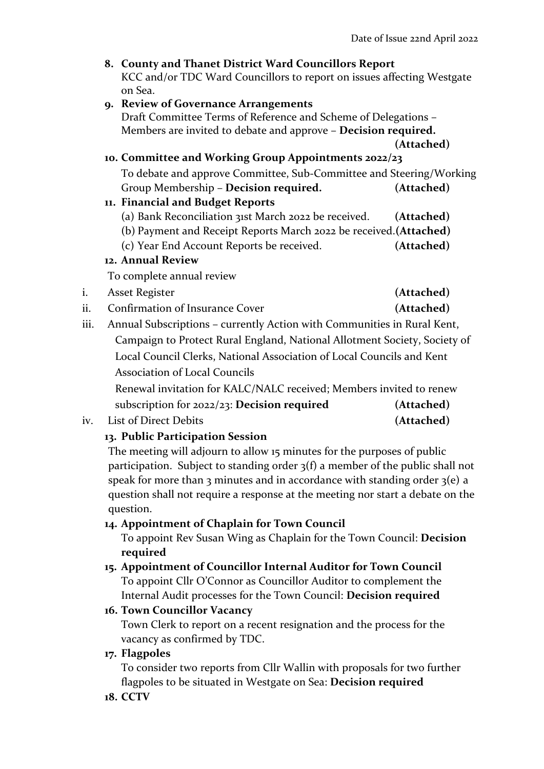Date of Issue 22nd April 2022

8. **County and Thanet District Ward Councillors Report**
   KCC and/or TDC Ward Councillors to report on issues affecting Westgate on Sea.
9. **Review of Governance Arrangements**
   Draft Committee Terms of Reference and Scheme of Delegations – Members are invited to debate and approve – **Decision required.** **(Attached)**
10. **Committee and Working Group Appointments 2022/23**
    To debate and approve Committee, Sub-Committee and Steering/Working Group Membership – **Decision required.** **(Attached)**
11. **Financial and Budget Reports**
    (a) Bank Reconciliation 31st March 2022 be received. **(Attached)**
    (b) Payment and Receipt Reports March 2022 be received. **(Attached)**
    (c) Year End Account Reports be received. **(Attached)**
12. **Annual Review**
    To complete annual review

i. Asset Register **(Attached)**

ii. Confirmation of Insurance Cover **(Attached)**

iii. Annual Subscriptions – currently Action with Communities in Rural Kent, Campaign to Protect Rural England, National Allotment Society, Society of Local Council Clerks, National Association of Local Councils and Kent Association of Local Councils
Renewal invitation for KALC/NALC received; Members invited to renew subscription for 2022/23: **Decision required** **(Attached)**

iv. List of Direct Debits **(Attached)**

13. **Public Participation Session**
    The meeting will adjourn to allow 15 minutes for the purposes of public participation. Subject to standing order 3(f) a member of the public shall not speak for more than 3 minutes and in accordance with standing order 3(e) a question shall not require a response at the meeting nor start a debate on the question.
14. **Appointment of Chaplain for Town Council**
    To appoint Rev Susan Wing as Chaplain for the Town Council: **Decision required**
15. **Appointment of Councillor Internal Auditor for Town Council**
    To appoint Cllr O'Connor as Councillor Auditor to complement the Internal Audit processes for the Town Council: **Decision required**
16. **Town Councillor Vacancy**
    Town Clerk to report on a recent resignation and the process for the vacancy as confirmed by TDC.
17. **Flagpoles**
    To consider two reports from Cllr Wallin with proposals for two further flagpoles to be situated in Westgate on Sea: **Decision required**
18. **CCTV**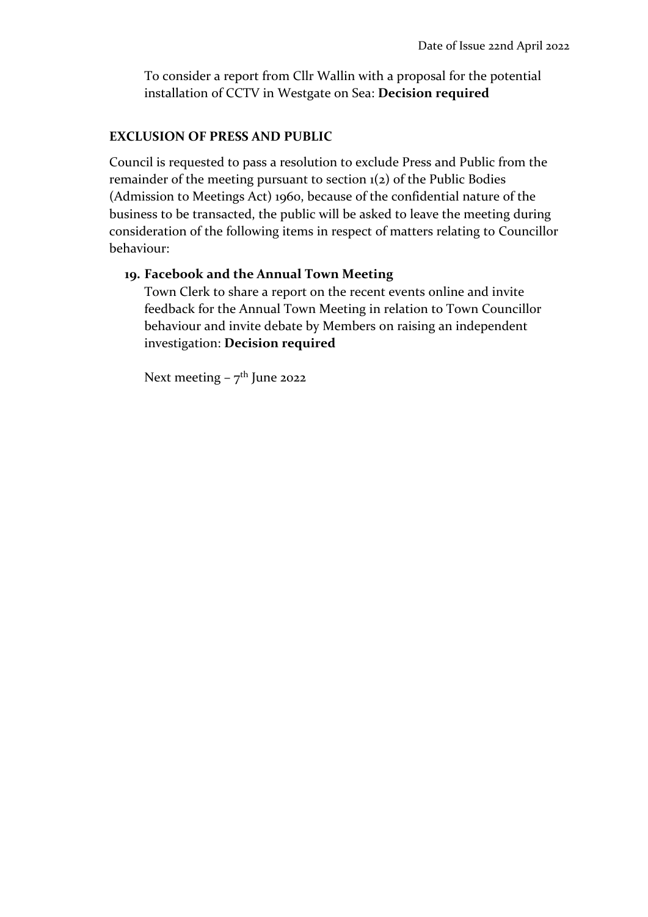Date of Issue 22nd April 2022

To consider a report from Cllr Wallin with a proposal for the potential installation of CCTV in Westgate on Sea: **Decision required**

**EXCLUSION OF PRESS AND PUBLIC**

Council is requested to pass a resolution to exclude Press and Public from the remainder of the meeting pursuant to section 1(2) of the Public Bodies (Admission to Meetings Act) 1960, because of the confidential nature of the business to be transacted, the public will be asked to leave the meeting during consideration of the following items in respect of matters relating to Councillor behaviour:

19. **Facebook and the Annual Town Meeting**
    Town Clerk to share a report on the recent events online and invite feedback for the Annual Town Meeting in relation to Town Councillor behaviour and invite debate by Members on raising an independent investigation: **Decision required**

    Next meeting – 7th June 2022